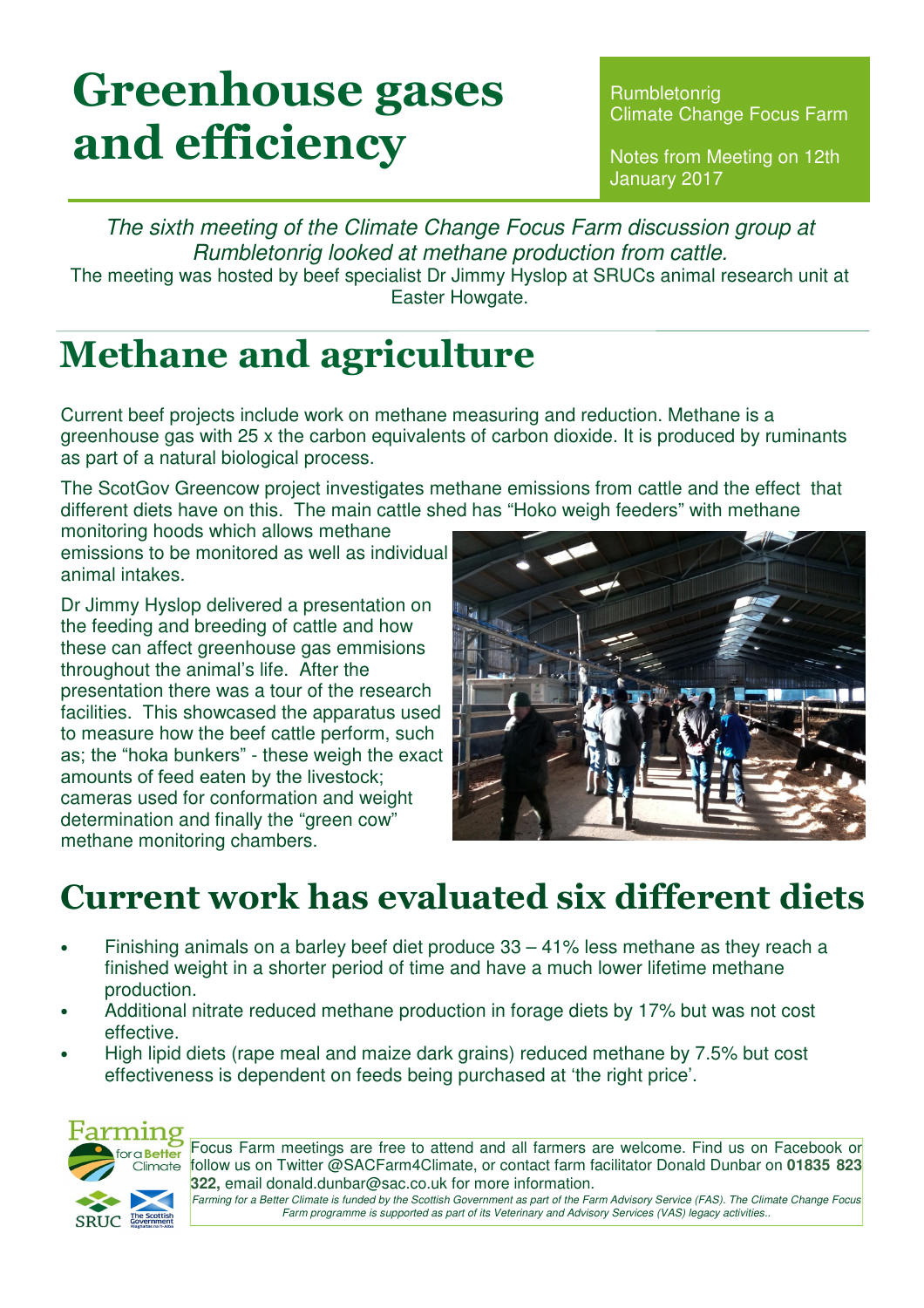# Greenhouse gases and efficiency

Rumbletonrig
Climate Change Focus Farm

Notes from Meeting on 12th January 2017

*The sixth meeting of the Climate Change Focus Farm discussion group at Rumbletonrig looked at methane production from cattle.*

The meeting was hosted by beef specialist Dr Jimmy Hyslop at SRUCs animal research unit at Easter Howgate.

## Methane and agriculture

Current beef projects include work on methane measuring and reduction. Methane is a greenhouse gas with 25 x the carbon equivalents of carbon dioxide. It is produced by ruminants as part of a natural biological process.

The ScotGov Greencow project investigates methane emissions from cattle and the effect that different diets have on this. The main cattle shed has "Hoko weigh feeders" with methane monitoring hoods which allows methane emissions to be monitored as well as individual animal intakes.

Dr Jimmy Hyslop delivered a presentation on the feeding and breeding of cattle and how these can affect greenhouse gas emmisions throughout the animal's life. After the presentation there was a tour of the research facilities. This showcased the apparatus used to measure how the beef cattle perform, such as; the "hoka bunkers" - these weigh the exact amounts of feed eaten by the livestock; cameras used for conformation and weight determination and finally the "green cow" methane monitoring chambers.

## Current work has evaluated six different diets

- Finishing animals on a barley beef diet produce 33 – 41% less methane as they reach a finished weight in a shorter period of time and have a much lower lifetime methane production.
- Additional nitrate reduced methane production in forage diets by 17% but was not cost effective.
- High lipid diets (rape meal and maize dark grains) reduced methane by 7.5% but cost effectiveness is dependent on feeds being purchased at 'the right price'.

Focus Farm meetings are free to attend and all farmers are welcome. Find us on Facebook or follow us on Twitter @SACFarm4Climate, or contact farm facilitator Donald Dunbar on **01835 823 322,** email donald.dunbar@sac.co.uk for more information.

*Farming for a Better Climate is funded by the Scottish Government as part of the Farm Advisory Service (FAS). The Climate Change Focus Farm programme is supported as part of its Veterinary and Advisory Services (VAS) legacy activities..*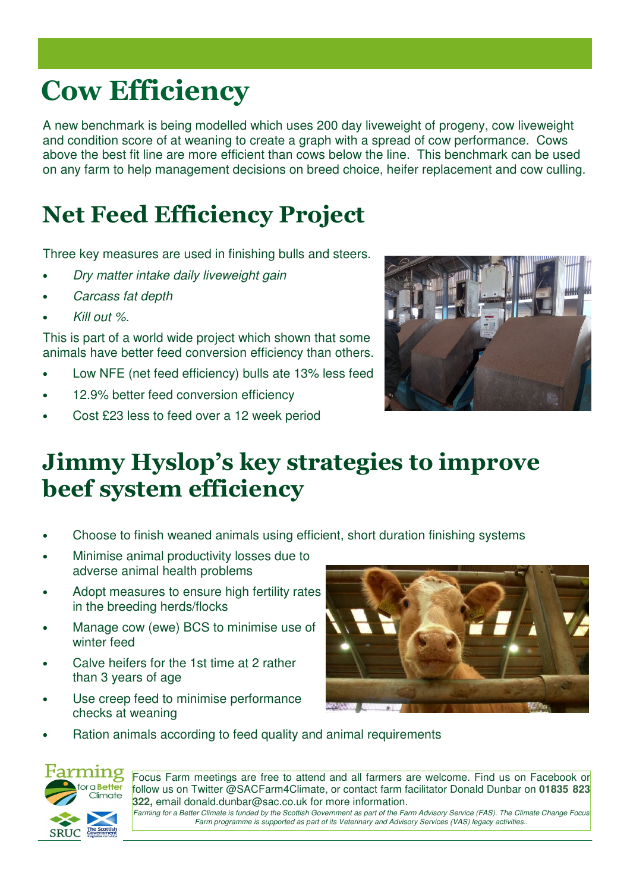# Cow Efficiency

A new benchmark is being modelled which uses 200 day liveweight of progeny, cow liveweight and condition score of at weaning to create a graph with a spread of cow performance. Cows above the best fit line are more efficient than cows below the line. This benchmark can be used on any farm to help management decisions on breed choice, heifer replacement and cow culling.

# Net Feed Efficiency Project

Three key measures are used in finishing bulls and steers.

- *Dry matter intake daily liveweight gain*
- *Carcass fat depth*
- *Kill out %.*

This is part of a world wide project which shown that some animals have better feed conversion efficiency than others.

- Low NFE (net feed efficiency) bulls ate 13% less feed
- 12.9% better feed conversion efficiency
- Cost £23 less to feed over a 12 week period

# Jimmy Hyslop's key strategies to improve beef system efficiency

- Choose to finish weaned animals using efficient, short duration finishing systems
- Minimise animal productivity losses due to adverse animal health problems
- Adopt measures to ensure high fertility rates in the breeding herds/flocks
- Manage cow (ewe) BCS to minimise use of winter feed
- Calve heifers for the 1st time at 2 rather than 3 years of age
- Use creep feed to minimise performance checks at weaning
- Ration animals according to feed quality and animal requirements

Focus Farm meetings are free to attend and all farmers are welcome. Find us on Facebook or follow us on Twitter @SACFarm4Climate, or contact farm facilitator Donald Dunbar on **01835 823 322,** email donald.dunbar@sac.co.uk for more information.

*Farming for a Better Climate is funded by the Scottish Government as part of the Farm Advisory Service (FAS). The Climate Change Focus Farm programme is supported as part of its Veterinary and Advisory Services (VAS) legacy activities..*